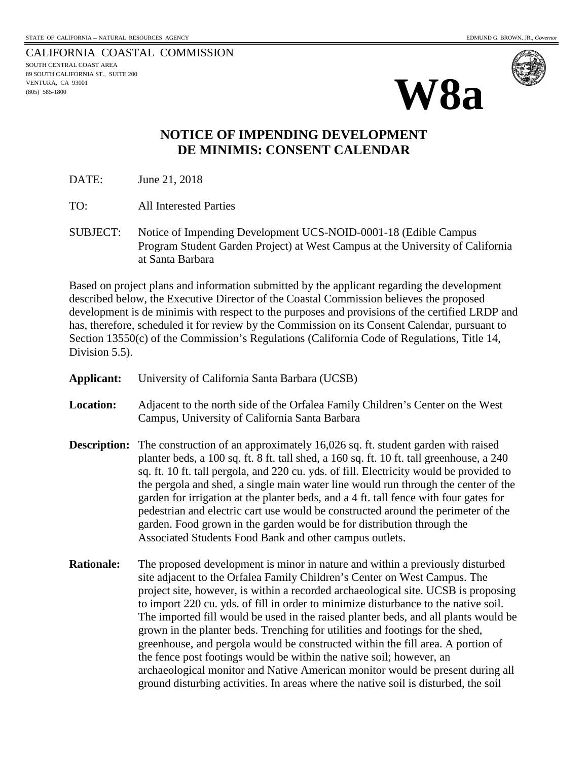STATE OF CALIFORNIA -- NATURAL RESOURCES AGENCY

EDMUND G. BROWN, JR., *Governor*

CALIFORNIA COASTAL COMMISSION
SOUTH CENTRAL COAST AREA
89 SOUTH CALIFORNIA ST., SUITE 200
VENTURA, CA 93001
(805) 585-1800

# W8a

## NOTICE OF IMPENDING DEVELOPMENT
## DE MINIMIS: CONSENT CALENDAR

DATE: June 21, 2018

TO: All Interested Parties

SUBJECT: Notice of Impending Development UCS-NOID-0001-18 (Edible Campus Program Student Garden Project) at West Campus at the University of California at Santa Barbara

Based on project plans and information submitted by the applicant regarding the development described below, the Executive Director of the Coastal Commission believes the proposed development is de minimis with respect to the purposes and provisions of the certified LRDP and has, therefore, scheduled it for review by the Commission on its Consent Calendar, pursuant to Section 13550(c) of the Commission's Regulations (California Code of Regulations, Title 14, Division 5.5).

**Applicant:** University of California Santa Barbara (UCSB)

**Location:** Adjacent to the north side of the Orfalea Family Children's Center on the West Campus, University of California Santa Barbara

**Description:** The construction of an approximately 16,026 sq. ft. student garden with raised planter beds, a 100 sq. ft. 8 ft. tall shed, a 160 sq. ft. 10 ft. tall greenhouse, a 240 sq. ft. 10 ft. tall pergola, and 220 cu. yds. of fill. Electricity would be provided to the pergola and shed, a single main water line would run through the center of the garden for irrigation at the planter beds, and a 4 ft. tall fence with four gates for pedestrian and electric cart use would be constructed around the perimeter of the garden. Food grown in the garden would be for distribution through the Associated Students Food Bank and other campus outlets.

**Rationale:** The proposed development is minor in nature and within a previously disturbed site adjacent to the Orfalea Family Children's Center on West Campus. The project site, however, is within a recorded archaeological site. UCSB is proposing to import 220 cu. yds. of fill in order to minimize disturbance to the native soil. The imported fill would be used in the raised planter beds, and all plants would be grown in the planter beds. Trenching for utilities and footings for the shed, greenhouse, and pergola would be constructed within the fill area. A portion of the fence post footings would be within the native soil; however, an archaeological monitor and Native American monitor would be present during all ground disturbing activities. In areas where the native soil is disturbed, the soil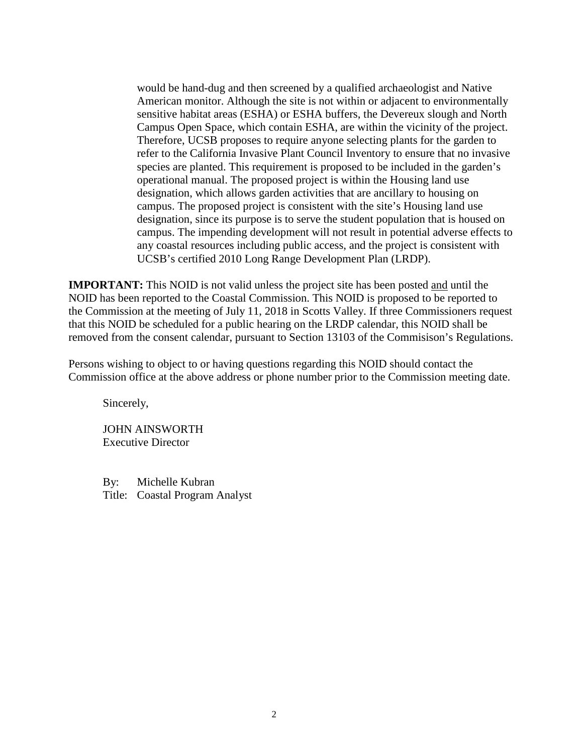would be hand-dug and then screened by a qualified archaeologist and Native American monitor. Although the site is not within or adjacent to environmentally sensitive habitat areas (ESHA) or ESHA buffers, the Devereux slough and North Campus Open Space, which contain ESHA, are within the vicinity of the project. Therefore, UCSB proposes to require anyone selecting plants for the garden to refer to the California Invasive Plant Council Inventory to ensure that no invasive species are planted. This requirement is proposed to be included in the garden's operational manual. The proposed project is within the Housing land use designation, which allows garden activities that are ancillary to housing on campus. The proposed project is consistent with the site's Housing land use designation, since its purpose is to serve the student population that is housed on campus. The impending development will not result in potential adverse effects to any coastal resources including public access, and the project is consistent with UCSB's certified 2010 Long Range Development Plan (LRDP).

**IMPORTANT:** This NOID is not valid unless the project site has been posted <u>and</u> until the NOID has been reported to the Coastal Commission. This NOID is proposed to be reported to the Commission at the meeting of July 11, 2018 in Scotts Valley. If three Commissioners request that this NOID be scheduled for a public hearing on the LRDP calendar, this NOID shall be removed from the consent calendar, pursuant to Section 13103 of the Commisison's Regulations.

Persons wishing to object to or having questions regarding this NOID should contact the Commission office at the above address or phone number prior to the Commission meeting date.

Sincerely,

JOHN AINSWORTH
Executive Director

By: Michelle Kubran
Title: Coastal Program Analyst